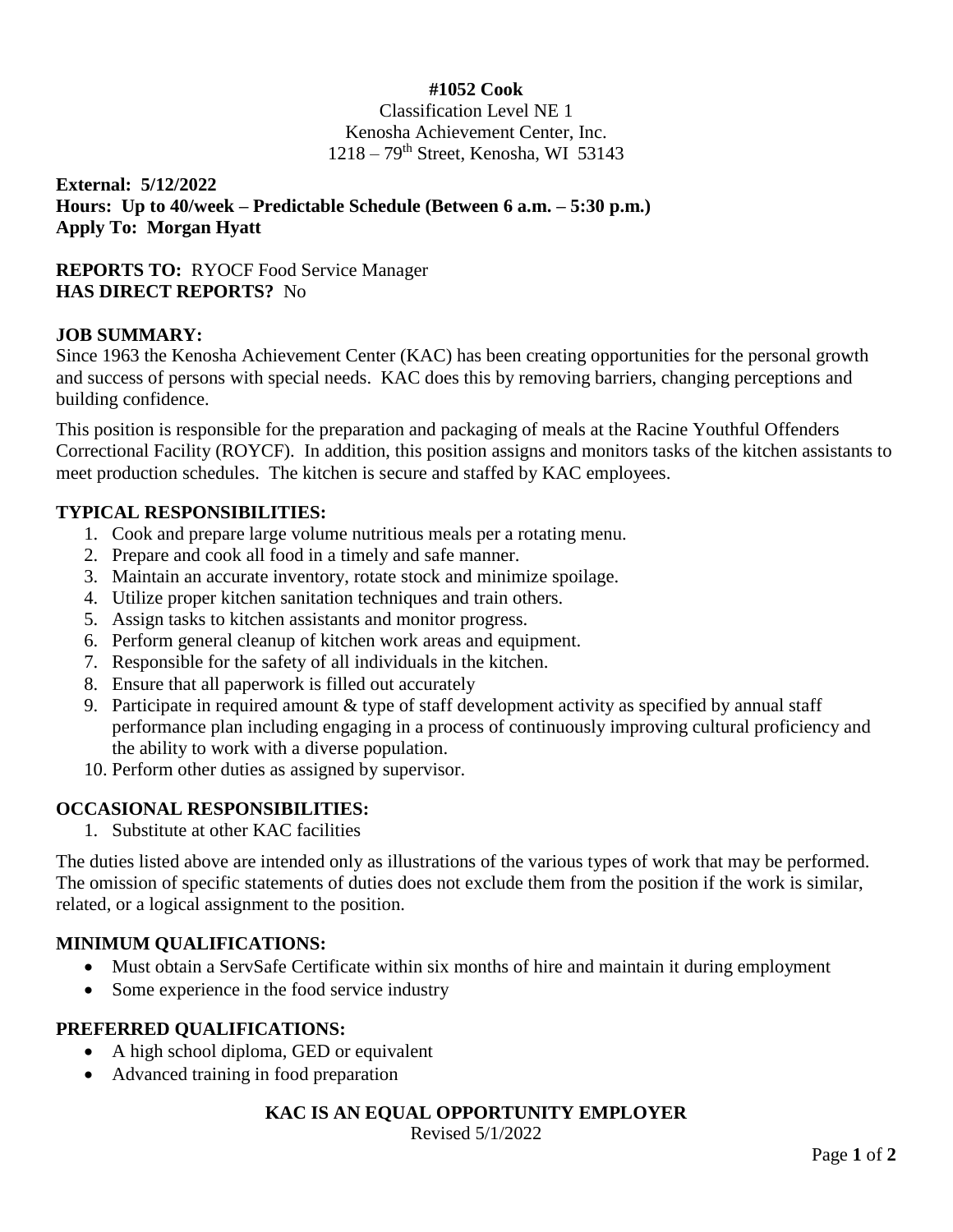**#1052 Cook**

Classification Level NE 1
Kenosha Achievement Center, Inc.
1218 – 79th Street, Kenosha, WI 53143

**External: 5/12/2022**
**Hours: Up to 40/week – Predictable Schedule (Between 6 a.m. – 5:30 p.m.)**
**Apply To: Morgan Hyatt**

**REPORTS TO:** RYOCF Food Service Manager
**HAS DIRECT REPORTS?** No

## JOB SUMMARY:

Since 1963 the Kenosha Achievement Center (KAC) has been creating opportunities for the personal growth and success of persons with special needs. KAC does this by removing barriers, changing perceptions and building confidence.

This position is responsible for the preparation and packaging of meals at the Racine Youthful Offenders Correctional Facility (ROYCF). In addition, this position assigns and monitors tasks of the kitchen assistants to meet production schedules. The kitchen is secure and staffed by KAC employees.

## TYPICAL RESPONSIBILITIES:

1. Cook and prepare large volume nutritious meals per a rotating menu.
2. Prepare and cook all food in a timely and safe manner.
3. Maintain an accurate inventory, rotate stock and minimize spoilage.
4. Utilize proper kitchen sanitation techniques and train others.
5. Assign tasks to kitchen assistants and monitor progress.
6. Perform general cleanup of kitchen work areas and equipment.
7. Responsible for the safety of all individuals in the kitchen.
8. Ensure that all paperwork is filled out accurately
9. Participate in required amount & type of staff development activity as specified by annual staff performance plan including engaging in a process of continuously improving cultural proficiency and the ability to work with a diverse population.
10. Perform other duties as assigned by supervisor.

## OCCASIONAL RESPONSIBILITIES:

1. Substitute at other KAC facilities

The duties listed above are intended only as illustrations of the various types of work that may be performed. The omission of specific statements of duties does not exclude them from the position if the work is similar, related, or a logical assignment to the position.

## MINIMUM QUALIFICATIONS:

- Must obtain a ServSafe Certificate within six months of hire and maintain it during employment
- Some experience in the food service industry

## PREFERRED QUALIFICATIONS:

- A high school diploma, GED or equivalent
- Advanced training in food preparation

**KAC IS AN EQUAL OPPORTUNITY EMPLOYER**

Revised 5/1/2022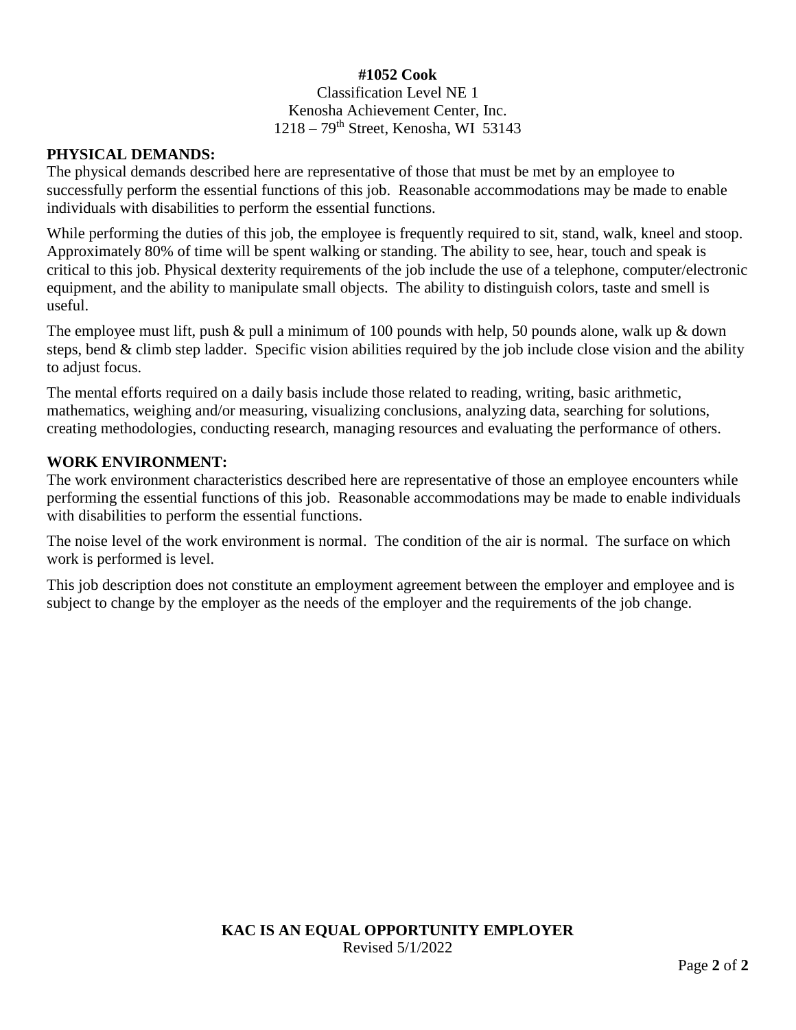**#1052 Cook**

Classification Level NE 1

Kenosha Achievement Center, Inc.

1218 – 79th Street, Kenosha, WI 53143

## PHYSICAL DEMANDS:

The physical demands described here are representative of those that must be met by an employee to successfully perform the essential functions of this job. Reasonable accommodations may be made to enable individuals with disabilities to perform the essential functions.

While performing the duties of this job, the employee is frequently required to sit, stand, walk, kneel and stoop. Approximately 80% of time will be spent walking or standing. The ability to see, hear, touch and speak is critical to this job. Physical dexterity requirements of the job include the use of a telephone, computer/electronic equipment, and the ability to manipulate small objects. The ability to distinguish colors, taste and smell is useful.

The employee must lift, push & pull a minimum of 100 pounds with help, 50 pounds alone, walk up & down steps, bend & climb step ladder. Specific vision abilities required by the job include close vision and the ability to adjust focus.

The mental efforts required on a daily basis include those related to reading, writing, basic arithmetic, mathematics, weighing and/or measuring, visualizing conclusions, analyzing data, searching for solutions, creating methodologies, conducting research, managing resources and evaluating the performance of others.

## WORK ENVIRONMENT:

The work environment characteristics described here are representative of those an employee encounters while performing the essential functions of this job. Reasonable accommodations may be made to enable individuals with disabilities to perform the essential functions.

The noise level of the work environment is normal. The condition of the air is normal. The surface on which work is performed is level.

This job description does not constitute an employment agreement between the employer and employee and is subject to change by the employer as the needs of the employer and the requirements of the job change.

**KAC IS AN EQUAL OPPORTUNITY EMPLOYER**

Revised 5/1/2022